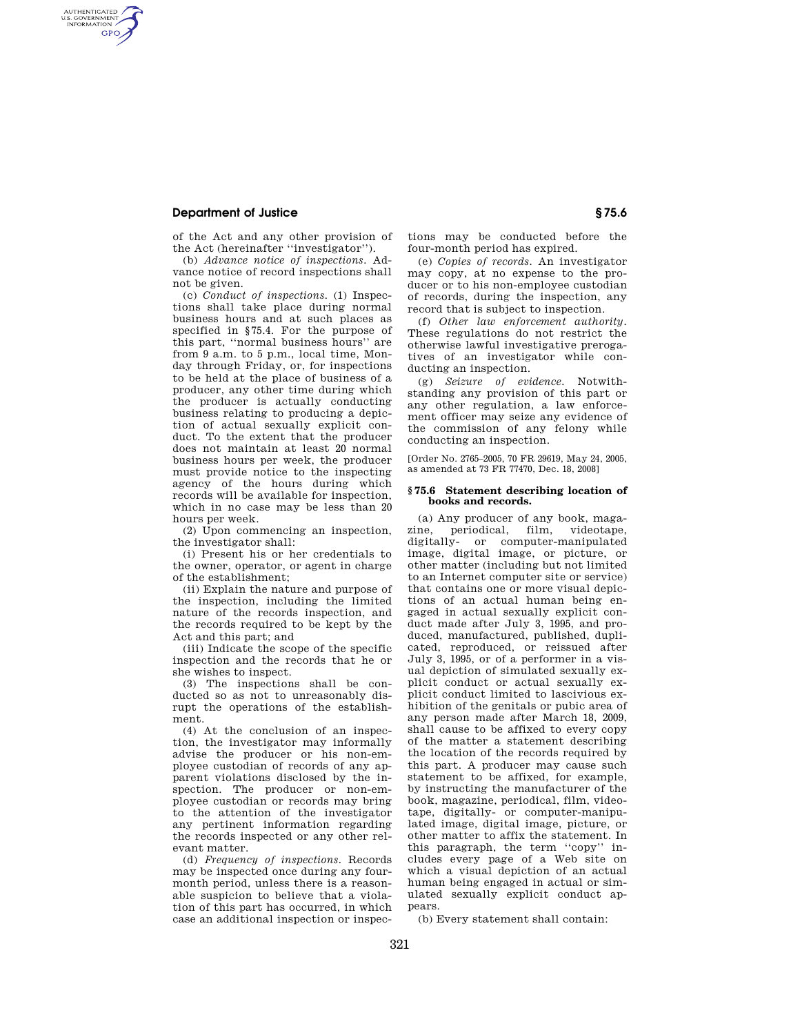of the Act and any other provision of the Act (hereinafter ''investigator'').

(b) *Advance notice of inspections.* Advance notice of record inspections shall not be given.

(c) *Conduct of inspections.* (1) Inspections shall take place during normal business hours and at such places as specified in §75.4. For the purpose of this part, ''normal business hours'' are from 9 a.m. to 5 p.m., local time, Monday through Friday, or, for inspections to be held at the place of business of a producer, any other time during which the producer is actually conducting business relating to producing a depiction of actual sexually explicit conduct. To the extent that the producer does not maintain at least 20 normal business hours per week, the producer must provide notice to the inspecting agency of the hours during which records will be available for inspection, which in no case may be less than 20 hours per week.

(2) Upon commencing an inspection, the investigator shall:

(i) Present his or her credentials to the owner, operator, or agent in charge of the establishment;

(ii) Explain the nature and purpose of the inspection, including the limited nature of the records inspection, and the records required to be kept by the Act and this part; and

(iii) Indicate the scope of the specific inspection and the records that he or she wishes to inspect.

(3) The inspections shall be conducted so as not to unreasonably disrupt the operations of the establishment.

(4) At the conclusion of an inspection, the investigator may informally advise the producer or his non-employee custodian of records of any apparent violations disclosed by the inspection. The producer or non-employee custodian or records may bring to the attention of the investigator any pertinent information regarding the records inspected or any other relevant matter.

(d) *Frequency of inspections.* Records may be inspected once during any four-month period, unless there is a reasonable suspicion to believe that a violation of this part has occurred, in which case an additional inspection or inspections may be conducted before the four-month period has expired.

(e) *Copies of records.* An investigator may copy, at no expense to the producer or to his non-employee custodian of records, during the inspection, any record that is subject to inspection.

(f) *Other law enforcement authority.* These regulations do not restrict the otherwise lawful investigative prerogatives of an investigator while conducting an inspection.

(g) *Seizure of evidence.* Notwithstanding any provision of this part or any other regulation, a law enforcement officer may seize any evidence of the commission of any felony while conducting an inspection.

[Order No. 2765–2005, 70 FR 29619, May 24, 2005, as amended at 73 FR 77470, Dec. 18, 2008]

### § 75.6 Statement describing location of books and records.

(a) Any producer of any book, magazine, periodical, film, videotape, digitally- or computer-manipulated image, digital image, or picture, or other matter (including but not limited to an Internet computer site or service) that contains one or more visual depictions of an actual human being engaged in actual sexually explicit conduct made after July 3, 1995, and produced, manufactured, published, duplicated, reproduced, or reissued after July 3, 1995, or of a performer in a visual depiction of simulated sexually explicit conduct or actual sexually explicit conduct limited to lascivious exhibition of the genitals or pubic area of any person made after March 18, 2009, shall cause to be affixed to every copy of the matter a statement describing the location of the records required by this part. A producer may cause such statement to be affixed, for example, by instructing the manufacturer of the book, magazine, periodical, film, videotape, digitally- or computer-manipulated image, digital image, picture, or other matter to affix the statement. In this paragraph, the term ''copy'' includes every page of a Web site on which a visual depiction of an actual human being engaged in actual or simulated sexually explicit conduct appears.

(b) Every statement shall contain: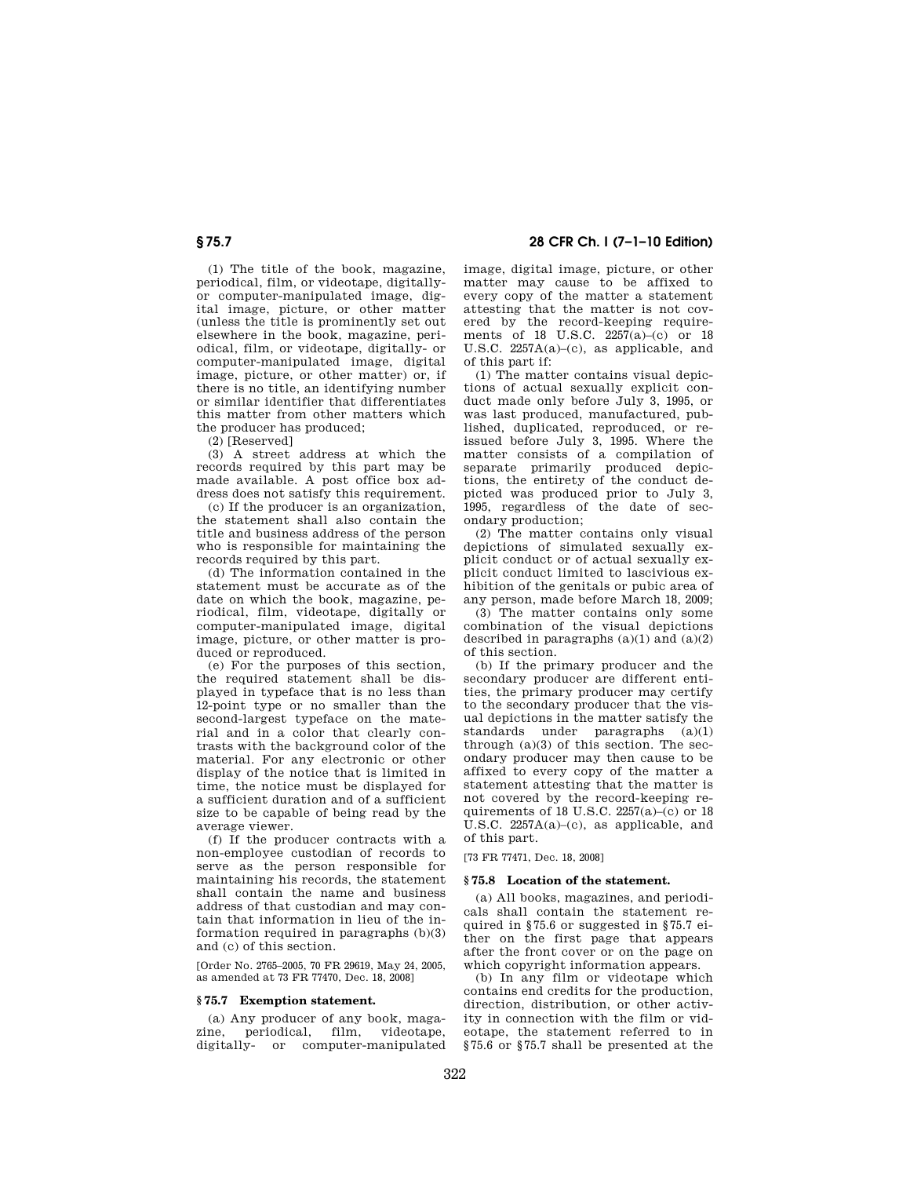(1) The title of the book, magazine, periodical, film, or videotape, digitally- or computer-manipulated image, digital image, picture, or other matter (unless the title is prominently set out elsewhere in the book, magazine, periodical, film, or videotape, digitally- or computer-manipulated image, digital image, picture, or other matter) or, if there is no title, an identifying number or similar identifier that differentiates this matter from other matters which the producer has produced;

(2) [Reserved]

(3) A street address at which the records required by this part may be made available. A post office box address does not satisfy this requirement.

(c) If the producer is an organization, the statement shall also contain the title and business address of the person who is responsible for maintaining the records required by this part.

(d) The information contained in the statement must be accurate as of the date on which the book, magazine, periodical, film, videotape, digitally or computer-manipulated image, digital image, picture, or other matter is produced or reproduced.

(e) For the purposes of this section, the required statement shall be displayed in typeface that is no less than 12-point type or no smaller than the second-largest typeface on the material and in a color that clearly contrasts with the background color of the material. For any electronic or other display of the notice that is limited in time, the notice must be displayed for a sufficient duration and of a sufficient size to be capable of being read by the average viewer.

(f) If the producer contracts with a non-employee custodian of records to serve as the person responsible for maintaining his records, the statement shall contain the name and business address of that custodian and may contain that information in lieu of the information required in paragraphs (b)(3) and (c) of this section.

[Order No. 2765–2005, 70 FR 29619, May 24, 2005, as amended at 73 FR 77470, Dec. 18, 2008]

### § 75.7 Exemption statement.

(a) Any producer of any book, magazine, periodical, film, videotape, digitally- or computer-manipulated image, digital image, picture, or other matter may cause to be affixed to every copy of the matter a statement attesting that the matter is not covered by the record-keeping requirements of 18 U.S.C. 2257(a)–(c) or 18 U.S.C. 2257A(a)–(c), as applicable, and of this part if:

(1) The matter contains visual depictions of actual sexually explicit conduct made only before July 3, 1995, or was last produced, manufactured, published, duplicated, reproduced, or reissued before July 3, 1995. Where the matter consists of a compilation of separate primarily produced depictions, the entirety of the conduct depicted was produced prior to July 3, 1995, regardless of the date of secondary production;

(2) The matter contains only visual depictions of simulated sexually explicit conduct or of actual sexually explicit conduct limited to lascivious exhibition of the genitals or pubic area of any person, made before March 18, 2009;

(3) The matter contains only some combination of the visual depictions described in paragraphs (a)(1) and (a)(2) of this section.

(b) If the primary producer and the secondary producer are different entities, the primary producer may certify to the secondary producer that the visual depictions in the matter satisfy the standards under paragraphs (a)(1) through (a)(3) of this section. The secondary producer may then cause to be affixed to every copy of the matter a statement attesting that the matter is not covered by the record-keeping requirements of 18 U.S.C. 2257(a)–(c) or 18 U.S.C. 2257A(a)–(c), as applicable, and of this part.

[73 FR 77471, Dec. 18, 2008]

### § 75.8 Location of the statement.

(a) All books, magazines, and periodicals shall contain the statement required in §75.6 or suggested in §75.7 either on the first page that appears after the front cover or on the page on which copyright information appears.

(b) In any film or videotape which contains end credits for the production, direction, distribution, or other activity in connection with the film or videotape, the statement referred to in §75.6 or §75.7 shall be presented at the